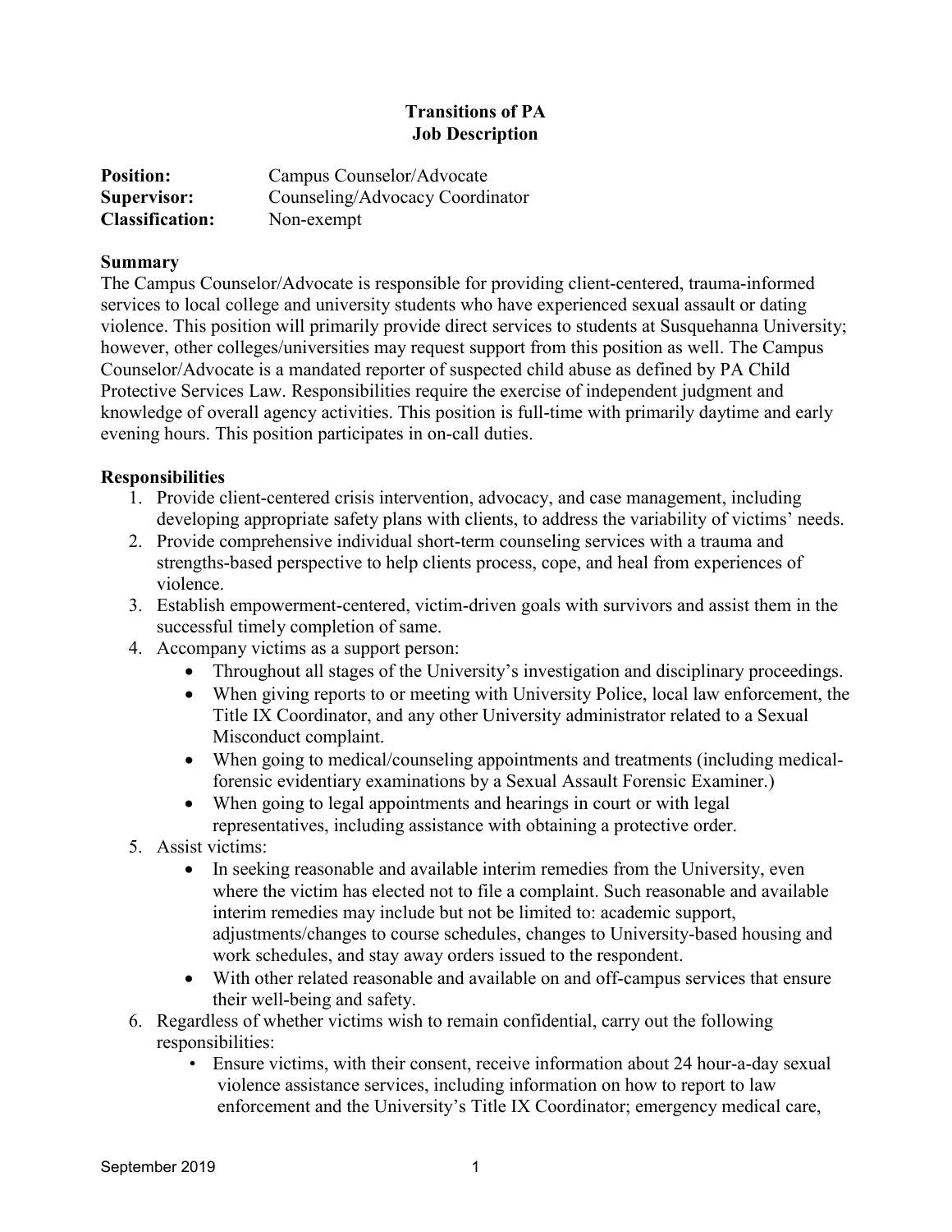# Transitions of PA
## Job Description

**Position:** Campus Counselor/Advocate
**Supervisor:** Counseling/Advocacy Coordinator
**Classification:** Non-exempt

### Summary

The Campus Counselor/Advocate is responsible for providing client-centered, trauma-informed services to local college and university students who have experienced sexual assault or dating violence. This position will primarily provide direct services to students at Susquehanna University; however, other colleges/universities may request support from this position as well. The Campus Counselor/Advocate is a mandated reporter of suspected child abuse as defined by PA Child Protective Services Law. Responsibilities require the exercise of independent judgment and knowledge of overall agency activities. This position is full-time with primarily daytime and early evening hours. This position participates in on-call duties.

### Responsibilities

1. Provide client-centered crisis intervention, advocacy, and case management, including developing appropriate safety plans with clients, to address the variability of victims' needs.
2. Provide comprehensive individual short-term counseling services with a trauma and strengths-based perspective to help clients process, cope, and heal from experiences of violence.
3. Establish empowerment-centered, victim-driven goals with survivors and assist them in the successful timely completion of same.
4. Accompany victims as a support person:
   - Throughout all stages of the University's investigation and disciplinary proceedings.
   - When giving reports to or meeting with University Police, local law enforcement, the Title IX Coordinator, and any other University administrator related to a Sexual Misconduct complaint.
   - When going to medical/counseling appointments and treatments (including medical-forensic evidentiary examinations by a Sexual Assault Forensic Examiner.)
   - When going to legal appointments and hearings in court or with legal representatives, including assistance with obtaining a protective order.
5. Assist victims:
   - In seeking reasonable and available interim remedies from the University, even where the victim has elected not to file a complaint. Such reasonable and available interim remedies may include but not be limited to: academic support, adjustments/changes to course schedules, changes to University-based housing and work schedules, and stay away orders issued to the respondent.
   - With other related reasonable and available on and off-campus services that ensure their well-being and safety.
6. Regardless of whether victims wish to remain confidential, carry out the following responsibilities:
   - Ensure victims, with their consent, receive information about 24 hour-a-day sexual violence assistance services, including information on how to report to law enforcement and the University's Title IX Coordinator; emergency medical care,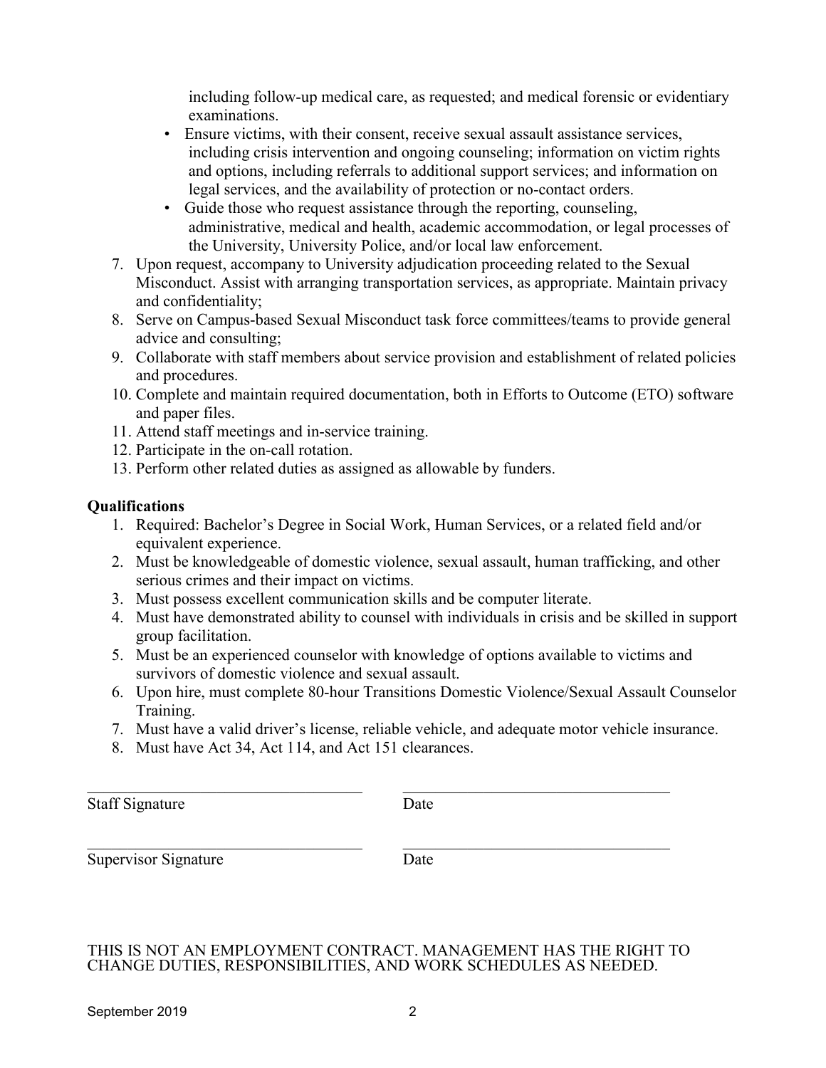including follow-up medical care, as requested; and medical forensic or evidentiary examinations.

- Ensure victims, with their consent, receive sexual assault assistance services, including crisis intervention and ongoing counseling; information on victim rights and options, including referrals to additional support services; and information on legal services, and the availability of protection or no-contact orders.
- Guide those who request assistance through the reporting, counseling, administrative, medical and health, academic accommodation, or legal processes of the University, University Police, and/or local law enforcement.

7. Upon request, accompany to University adjudication proceeding related to the Sexual Misconduct. Assist with arranging transportation services, as appropriate. Maintain privacy and confidentiality;
8. Serve on Campus-based Sexual Misconduct task force committees/teams to provide general advice and consulting;
9. Collaborate with staff members about service provision and establishment of related policies and procedures.
10. Complete and maintain required documentation, both in Efforts to Outcome (ETO) software and paper files.
11. Attend staff meetings and in-service training.
12. Participate in the on-call rotation.
13. Perform other related duties as assigned as allowable by funders.

**Qualifications**

1. Required: Bachelor's Degree in Social Work, Human Services, or a related field and/or equivalent experience.
2. Must be knowledgeable of domestic violence, sexual assault, human trafficking, and other serious crimes and their impact on victims.
3. Must possess excellent communication skills and be computer literate.
4. Must have demonstrated ability to counsel with individuals in crisis and be skilled in support group facilitation.
5. Must be an experienced counselor with knowledge of options available to victims and survivors of domestic violence and sexual assault.
6. Upon hire, must complete 80-hour Transitions Domestic Violence/Sexual Assault Counselor Training.
7. Must have a valid driver's license, reliable vehicle, and adequate motor vehicle insurance.
8. Must have Act 34, Act 114, and Act 151 clearances.

\_\_\_\_\_\_\_\_\_\_\_\_\_\_\_\_\_\_\_\_\_\_\_\_\_\_\_\_\_\_\_\_\_\_\_ \_\_\_\_\_\_\_\_\_\_\_\_\_\_\_\_\_\_\_\_\_\_\_\_\_\_\_\_\_\_\_\_\_\_

Staff Signature Date

\_\_\_\_\_\_\_\_\_\_\_\_\_\_\_\_\_\_\_\_\_\_\_\_\_\_\_\_\_\_\_\_\_\_\_ \_\_\_\_\_\_\_\_\_\_\_\_\_\_\_\_\_\_\_\_\_\_\_\_\_\_\_\_\_\_\_\_\_\_

Supervisor Signature Date

THIS IS NOT AN EMPLOYMENT CONTRACT. MANAGEMENT HAS THE RIGHT TO CHANGE DUTIES, RESPONSIBILITIES, AND WORK SCHEDULES AS NEEDED.

September 2019